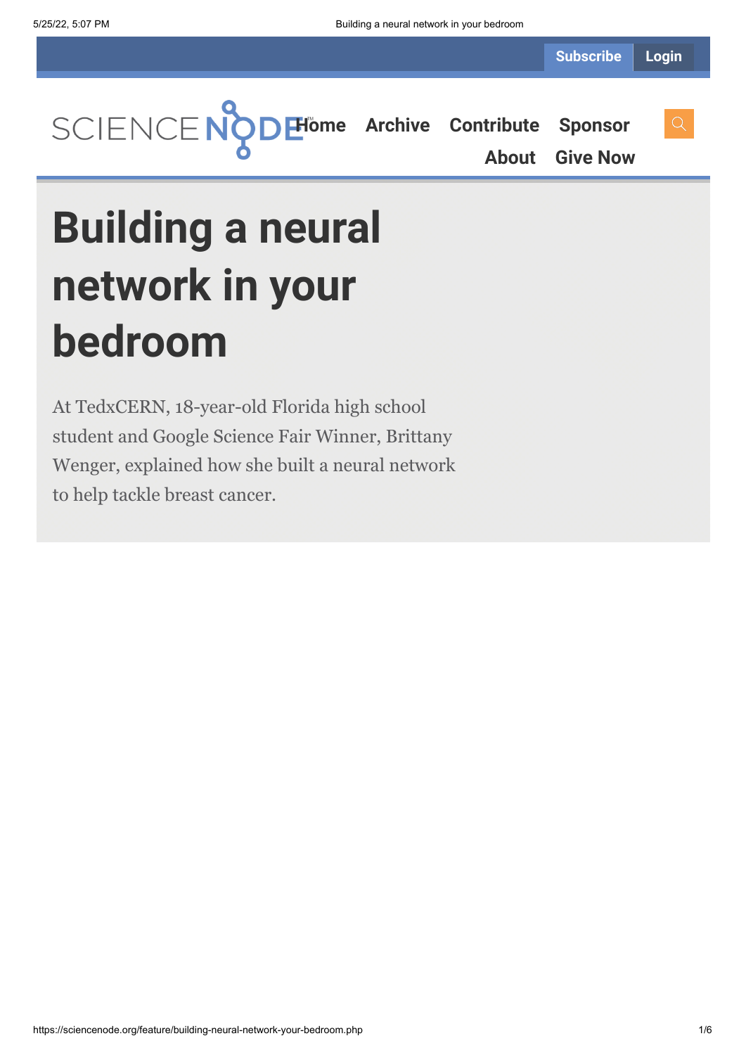# Building a neural network in your bedroom

At TedxCERN, 18-year-old Florida high school student and Google Science Fair Winner, Brittany Wenger, explained how she built a neural network to help tackle breast cancer.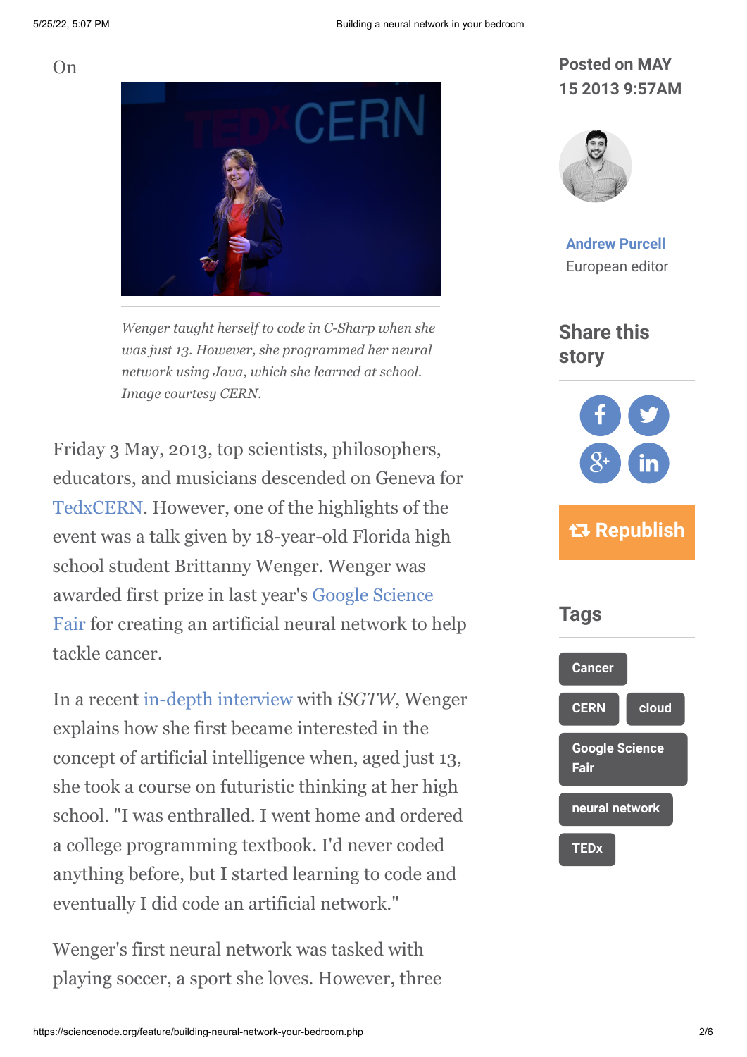On

*Wenger taught herself to code in C-Sharp when she was just 13. However, she programmed her neural network using Java, which she learned at school. Image courtesy CERN.*

Friday 3 May, 2013, top scientists, philosophers, educators, and musicians descended on Geneva for TedxCERN. However, one of the highlights of the event was a talk given by 18-year-old Florida high school student Brittany Wenger. Wenger was awarded first prize in last year's Google Science Fair for creating an artificial neural network to help tackle cancer.

In a recent in-depth interview with *iSGTW*, Wenger explains how she first became interested in the concept of artificial intelligence when, aged just 13, she took a course on futuristic thinking at her high school. "I was enthralled. I went home and ordered a college programming textbook. I'd never coded anything before, but I started learning to code and eventually I did code an artificial network."

Wenger's first neural network was tasked with playing soccer, a sport she loves. However, three

**Posted on MAY 15 2013 9:57AM**

Andrew Purcell
European editor

## Share this story

Republish

## Tags

- Cancer
- CERN
- cloud
- Google Science Fair
- neural network
- TEDx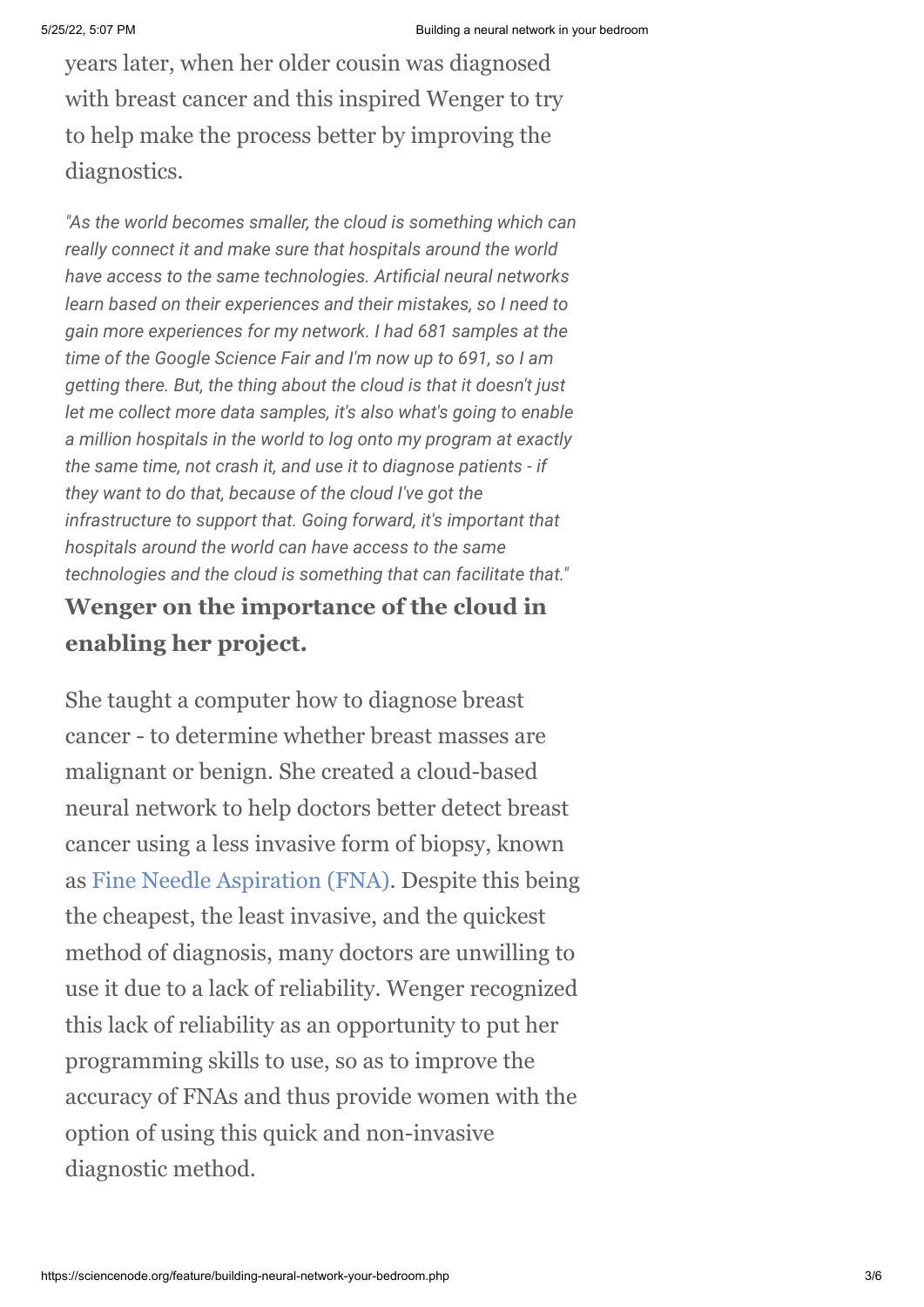years later, when her older cousin was diagnosed with breast cancer and this inspired Wenger to try to help make the process better by improving the diagnostics.

*"As the world becomes smaller, the cloud is something which can really connect it and make sure that hospitals around the world have access to the same technologies. Artificial neural networks learn based on their experiences and their mistakes, so I need to gain more experiences for my network. I had 681 samples at the time of the Google Science Fair and I'm now up to 691, so I am getting there. But, the thing about the cloud is that it doesn't just let me collect more data samples, it's also what's going to enable a million hospitals in the world to log onto my program at exactly the same time, not crash it, and use it to diagnose patients - if they want to do that, because of the cloud I've got the infrastructure to support that. Going forward, it's important that hospitals around the world can have access to the same technologies and the cloud is something that can facilitate that."*

**Wenger on the importance of the cloud in enabling her project.**

She taught a computer how to diagnose breast cancer - to determine whether breast masses are malignant or benign. She created a cloud-based neural network to help doctors better detect breast cancer using a less invasive form of biopsy, known as Fine Needle Aspiration (FNA). Despite this being the cheapest, the least invasive, and the quickest method of diagnosis, many doctors are unwilling to use it due to a lack of reliability. Wenger recognized this lack of reliability as an opportunity to put her programming skills to use, so as to improve the accuracy of FNAs and thus provide women with the option of using this quick and non-invasive diagnostic method.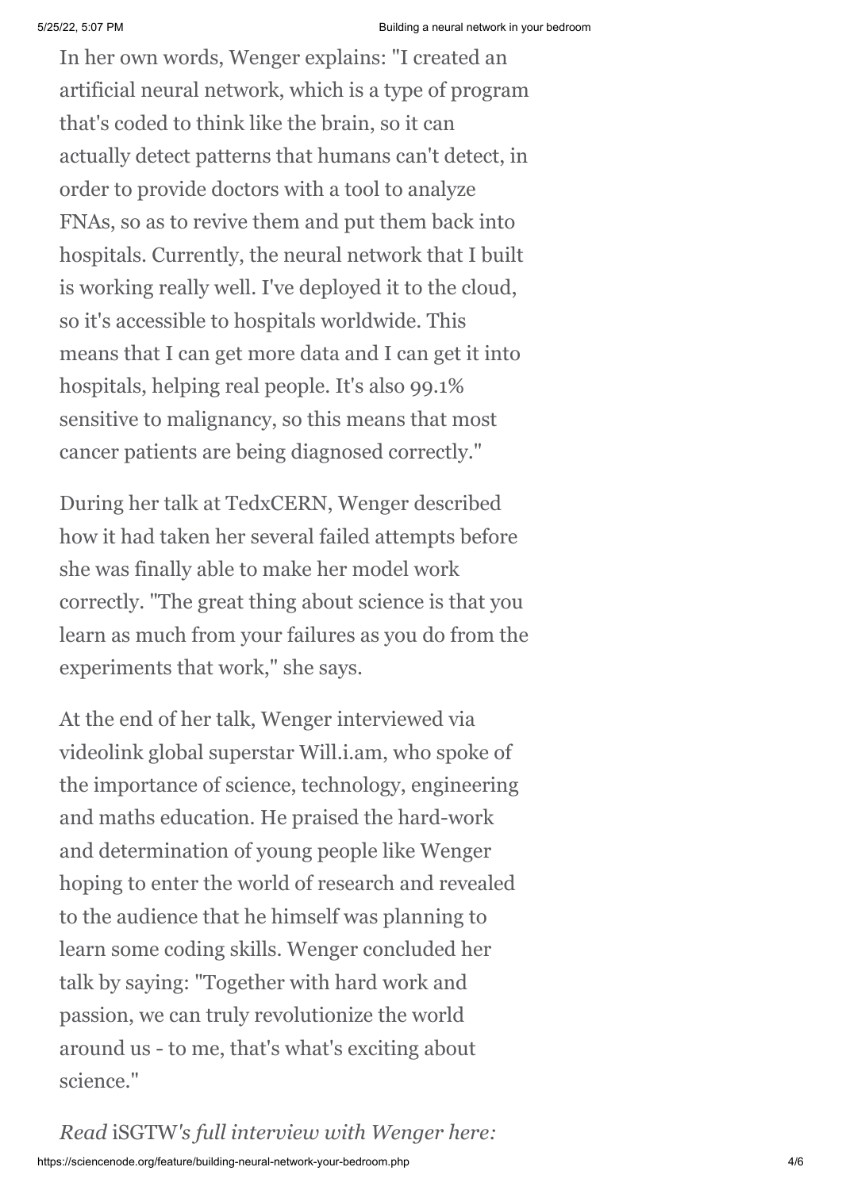In her own words, Wenger explains: "I created an artificial neural network, which is a type of program that's coded to think like the brain, so it can actually detect patterns that humans can't detect, in order to provide doctors with a tool to analyze FNAs, so as to revive them and put them back into hospitals. Currently, the neural network that I built is working really well. I've deployed it to the cloud, so it's accessible to hospitals worldwide. This means that I can get more data and I can get it into hospitals, helping real people. It's also 99.1% sensitive to malignancy, so this means that most cancer patients are being diagnosed correctly."

During her talk at TedxCERN, Wenger described how it had taken her several failed attempts before she was finally able to make her model work correctly. "The great thing about science is that you learn as much from your failures as you do from the experiments that work," she says.

At the end of her talk, Wenger interviewed via videolink global superstar Will.i.am, who spoke of the importance of science, technology, engineering and maths education. He praised the hard-work and determination of young people like Wenger hoping to enter the world of research and revealed to the audience that he himself was planning to learn some coding skills. Wenger concluded her talk by saying: "Together with hard work and passion, we can truly revolutionize the world around us - to me, that's what's exciting about science."

*Read* iSGTW*'s full interview with Wenger here:*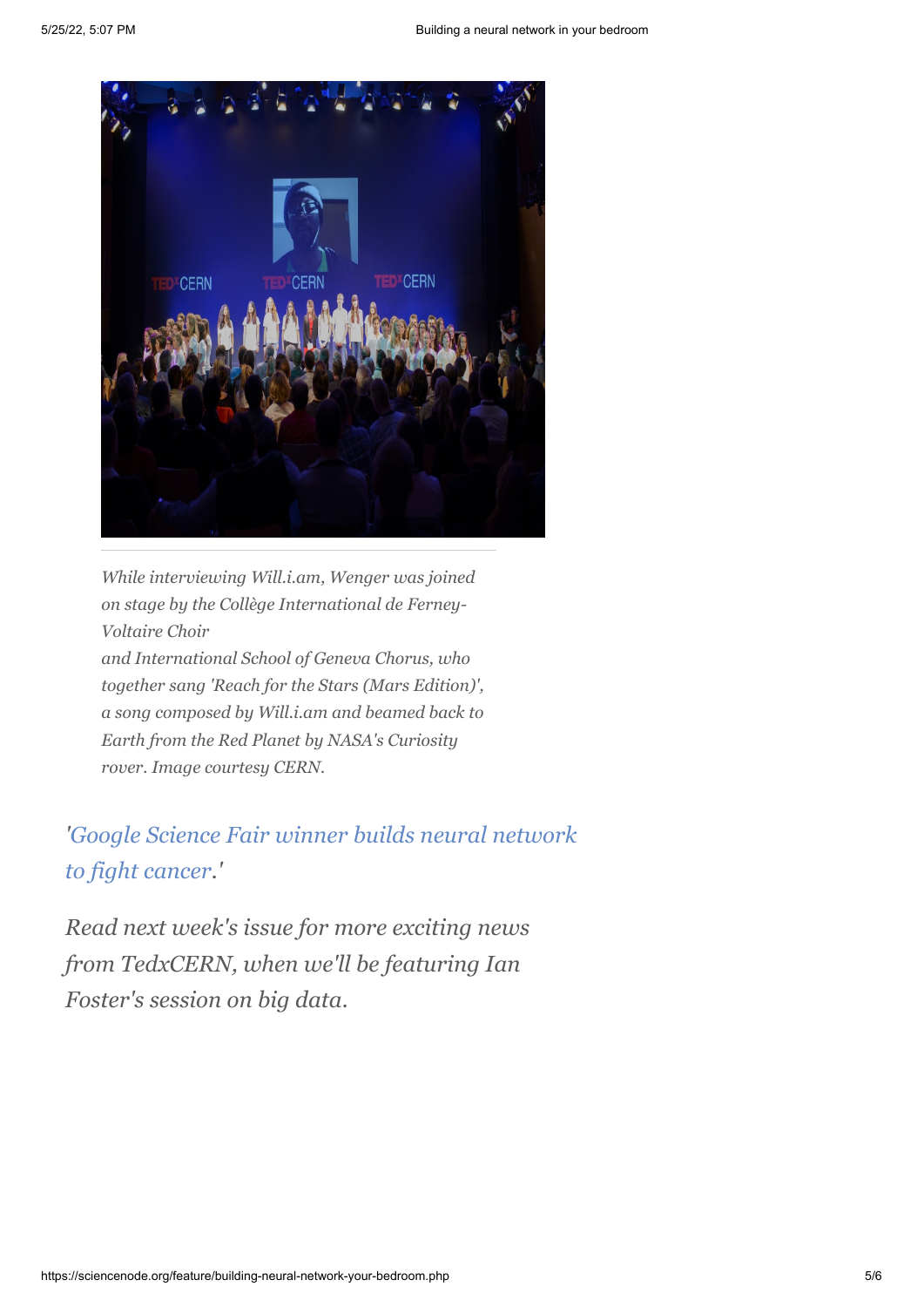*While interviewing Will.i.am, Wenger was joined on stage by the Collège International de Ferney-Voltaire Choir and International School of Geneva Chorus, who together sang 'Reach for the Stars (Mars Edition)', a song composed by Will.i.am and beamed back to Earth from the Red Planet by NASA's Curiosity rover. Image courtesy CERN.*

*'Google Science Fair winner builds neural network to fight cancer.'*

*Read next week's issue for more exciting news from TedxCERN, when we'll be featuring Ian Foster's session on big data.*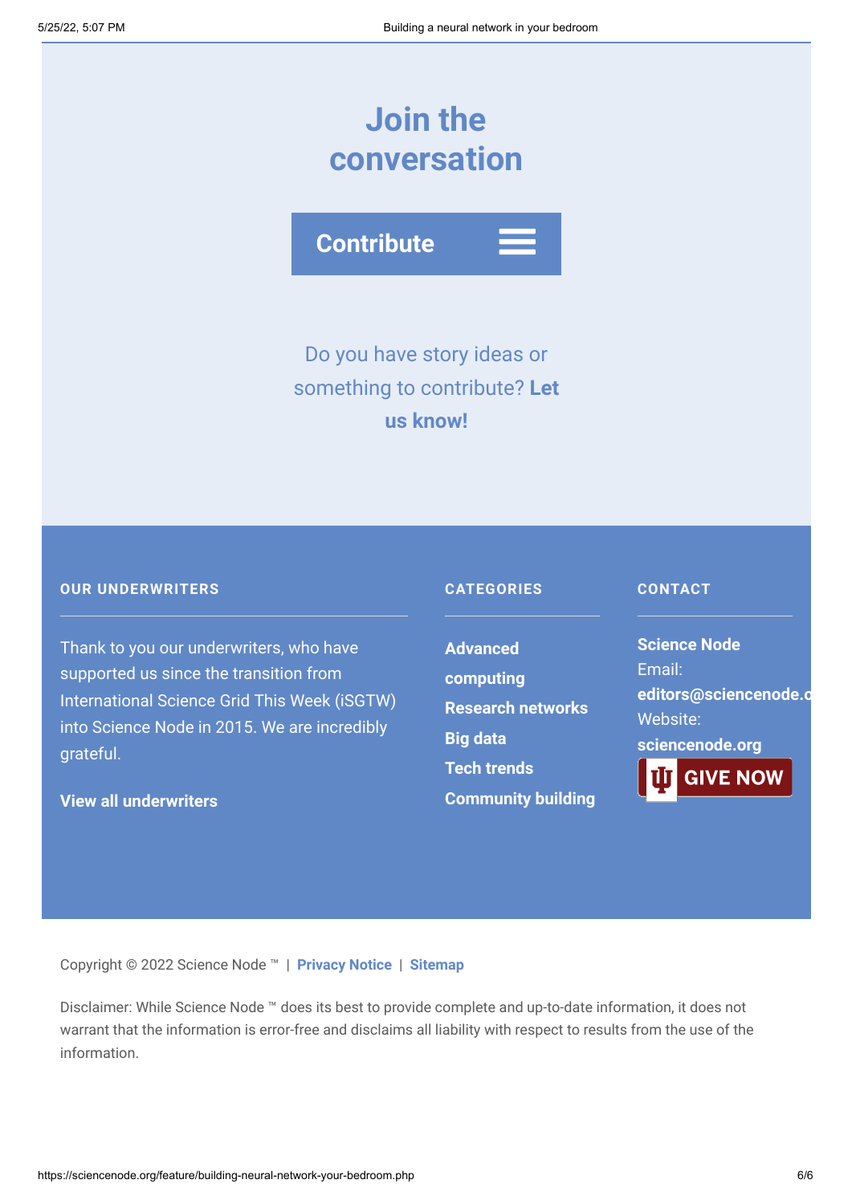# Join the conversation

Contribute

Do you have story ideas or something to contribute? **Let us know!**

### OUR UNDERWRITERS

Thank to you our underwriters, who have supported us since the transition from International Science Grid This Week (iSGTW) into Science Node in 2015. We are incredibly grateful.

**View all underwriters**

### CATEGORIES

**Advanced computing**
**Research networks**
**Big data**
**Tech trends**
**Community building**

### CONTACT

**Science Node**
Email:
**editors@sciencenode.o**
Website:
**sciencenode.org**

GIVE NOW

Copyright © 2022 Science Node ™ | **Privacy Notice** | **Sitemap**

Disclaimer: While Science Node ™ does its best to provide complete and up-to-date information, it does not warrant that the information is error-free and disclaims all liability with respect to results from the use of the information.